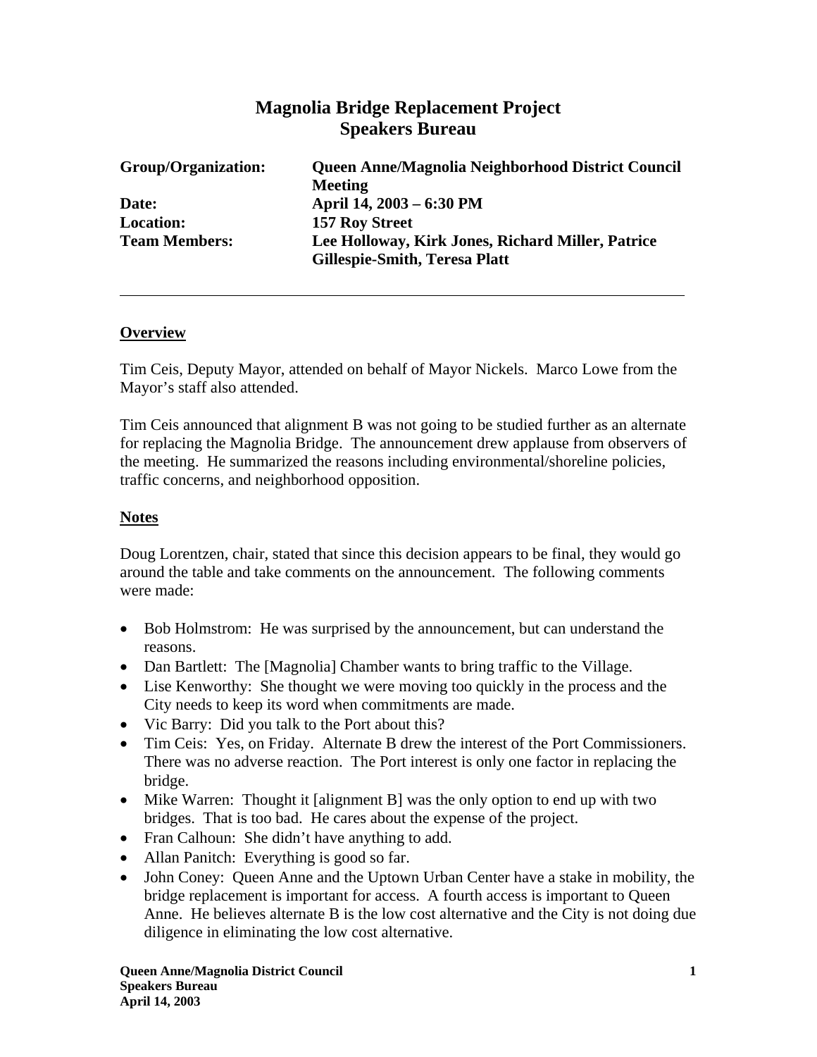# Magnolia Bridge Replacement Project
## Speakers Bureau

| | |
|---|---|
| **Group/Organization:** | **Queen Anne/Magnolia Neighborhood District Council Meeting** |
| **Date:** | **April 14, 2003 – 6:30 PM** |
| **Location:** | **157 Roy Street** |
| **Team Members:** | **Lee Holloway, Kirk Jones, Richard Miller, Patrice Gillespie-Smith, Teresa Platt** |

---

### Overview

Tim Ceis, Deputy Mayor, attended on behalf of Mayor Nickels. Marco Lowe from the Mayor's staff also attended.

Tim Ceis announced that alignment B was not going to be studied further as an alternate for replacing the Magnolia Bridge. The announcement drew applause from observers of the meeting. He summarized the reasons including environmental/shoreline policies, traffic concerns, and neighborhood opposition.

### Notes

Doug Lorentzen, chair, stated that since this decision appears to be final, they would go around the table and take comments on the announcement. The following comments were made:

- Bob Holmstrom: He was surprised by the announcement, but can understand the reasons.
- Dan Bartlett: The [Magnolia] Chamber wants to bring traffic to the Village.
- Lise Kenworthy: She thought we were moving too quickly in the process and the City needs to keep its word when commitments are made.
- Vic Barry: Did you talk to the Port about this?
- Tim Ceis: Yes, on Friday. Alternate B drew the interest of the Port Commissioners. There was no adverse reaction. The Port interest is only one factor in replacing the bridge.
- Mike Warren: Thought it [alignment B] was the only option to end up with two bridges. That is too bad. He cares about the expense of the project.
- Fran Calhoun: She didn't have anything to add.
- Allan Panitch: Everything is good so far.
- John Coney: Queen Anne and the Uptown Urban Center have a stake in mobility, the bridge replacement is important for access. A fourth access is important to Queen Anne. He believes alternate B is the low cost alternative and the City is not doing due diligence in eliminating the low cost alternative.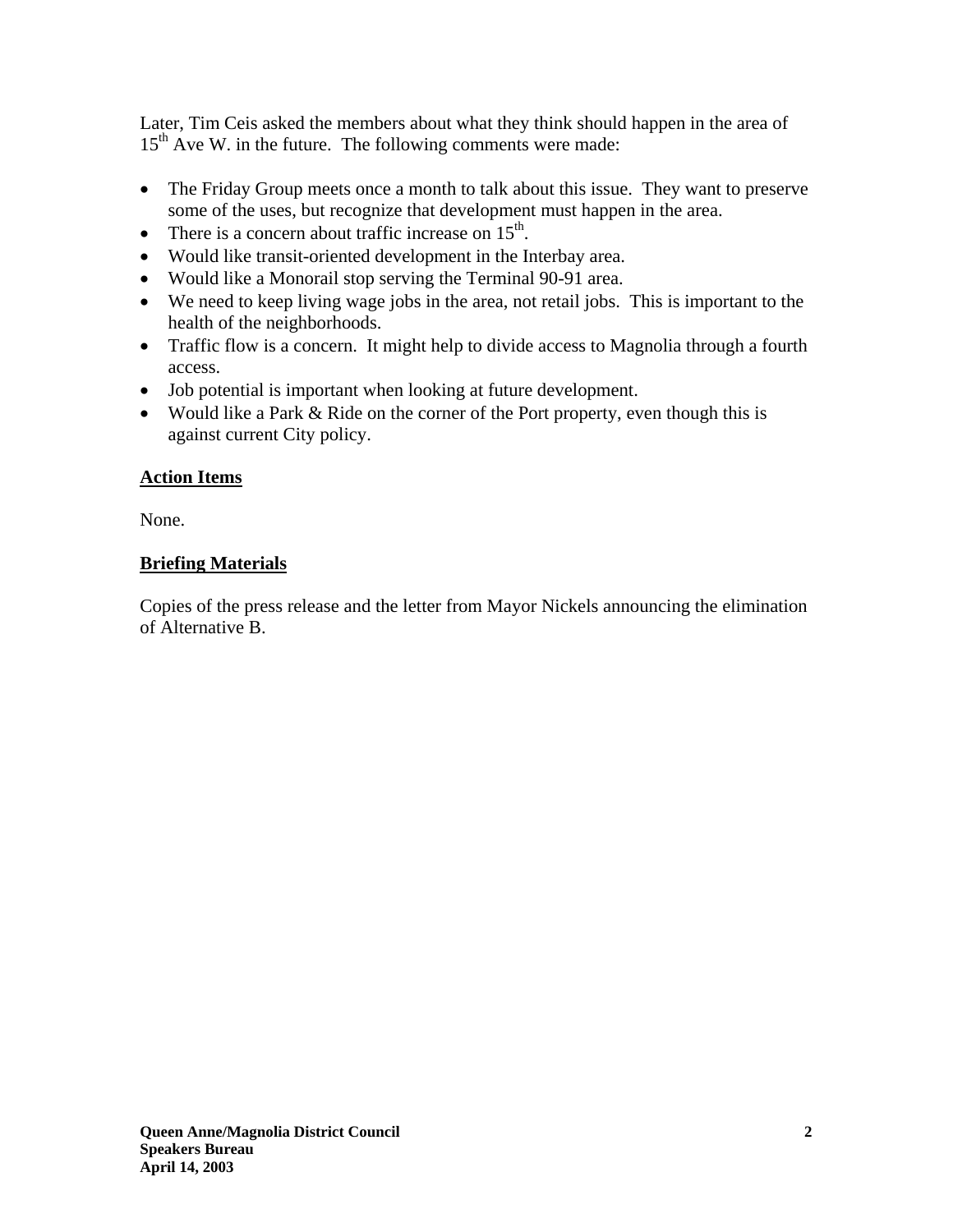Later, Tim Ceis asked the members about what they think should happen in the area of 15th Ave W. in the future. The following comments were made:

- The Friday Group meets once a month to talk about this issue. They want to preserve some of the uses, but recognize that development must happen in the area.
- There is a concern about traffic increase on 15th.
- Would like transit-oriented development in the Interbay area.
- Would like a Monorail stop serving the Terminal 90-91 area.
- We need to keep living wage jobs in the area, not retail jobs. This is important to the health of the neighborhoods.
- Traffic flow is a concern. It might help to divide access to Magnolia through a fourth access.
- Job potential is important when looking at future development.
- Would like a Park & Ride on the corner of the Port property, even though this is against current City policy.

## Action Items

None.

## Briefing Materials

Copies of the press release and the letter from Mayor Nickels announcing the elimination of Alternative B.